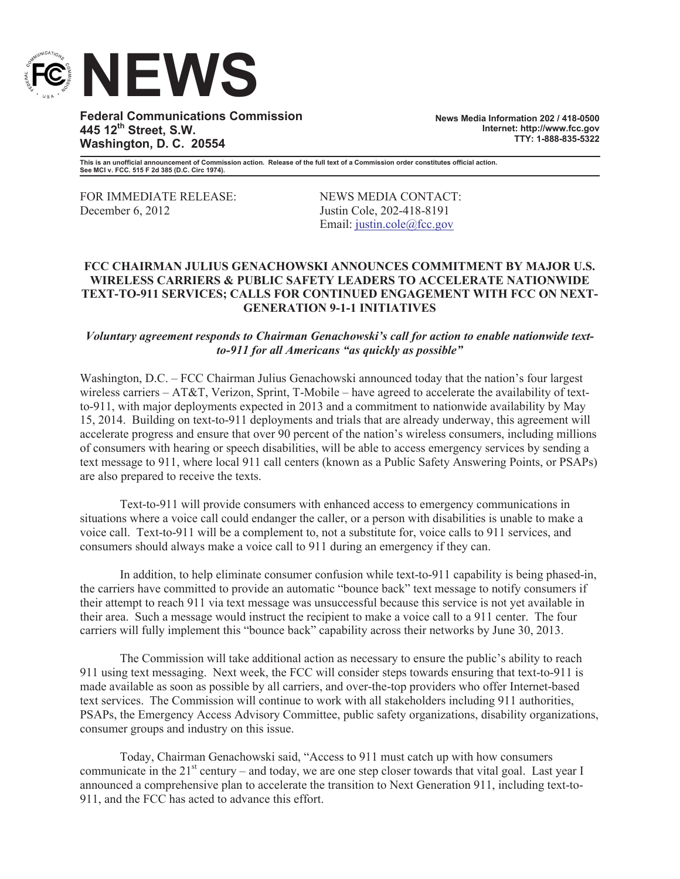# NEWS

**Federal Communications Commission**
**445 12th Street, S.W.**
**Washington, D. C. 20554**

**News Media Information 202 / 418-0500**
**Internet: http://www.fcc.gov**
**TTY: 1-888-835-5322**

**This is an unofficial announcement of Commission action. Release of the full text of a Commission order constitutes official action. See MCI v. FCC. 515 F 2d 385 (D.C. Circ 1974).**

FOR IMMEDIATE RELEASE:
December 6, 2012

NEWS MEDIA CONTACT:
Justin Cole, 202-418-8191
Email: justin.cole@fcc.gov

## FCC CHAIRMAN JULIUS GENACHOWSKI ANNOUNCES COMMITMENT BY MAJOR U.S. WIRELESS CARRIERS & PUBLIC SAFETY LEADERS TO ACCELERATE NATIONWIDE TEXT-TO-911 SERVICES; CALLS FOR CONTINUED ENGAGEMENT WITH FCC ON NEXT-GENERATION 9-1-1 INITIATIVES

***Voluntary agreement responds to Chairman Genachowski's call for action to enable nationwide text-to-911 for all Americans "as quickly as possible"***

Washington, D.C. – FCC Chairman Julius Genachowski announced today that the nation's four largest wireless carriers – AT&T, Verizon, Sprint, T-Mobile – have agreed to accelerate the availability of text-to-911, with major deployments expected in 2013 and a commitment to nationwide availability by May 15, 2014. Building on text-to-911 deployments and trials that are already underway, this agreement will accelerate progress and ensure that over 90 percent of the nation's wireless consumers, including millions of consumers with hearing or speech disabilities, will be able to access emergency services by sending a text message to 911, where local 911 call centers (known as a Public Safety Answering Points, or PSAPs) are also prepared to receive the texts.

Text-to-911 will provide consumers with enhanced access to emergency communications in situations where a voice call could endanger the caller, or a person with disabilities is unable to make a voice call. Text-to-911 will be a complement to, not a substitute for, voice calls to 911 services, and consumers should always make a voice call to 911 during an emergency if they can.

In addition, to help eliminate consumer confusion while text-to-911 capability is being phased-in, the carriers have committed to provide an automatic "bounce back" text message to notify consumers if their attempt to reach 911 via text message was unsuccessful because this service is not yet available in their area. Such a message would instruct the recipient to make a voice call to a 911 center. The four carriers will fully implement this "bounce back" capability across their networks by June 30, 2013.

The Commission will take additional action as necessary to ensure the public's ability to reach 911 using text messaging. Next week, the FCC will consider steps towards ensuring that text-to-911 is made available as soon as possible by all carriers, and over-the-top providers who offer Internet-based text services. The Commission will continue to work with all stakeholders including 911 authorities, PSAPs, the Emergency Access Advisory Committee, public safety organizations, disability organizations, consumer groups and industry on this issue.

Today, Chairman Genachowski said, "Access to 911 must catch up with how consumers communicate in the 21st century – and today, we are one step closer towards that vital goal. Last year I announced a comprehensive plan to accelerate the transition to Next Generation 911, including text-to-911, and the FCC has acted to advance this effort.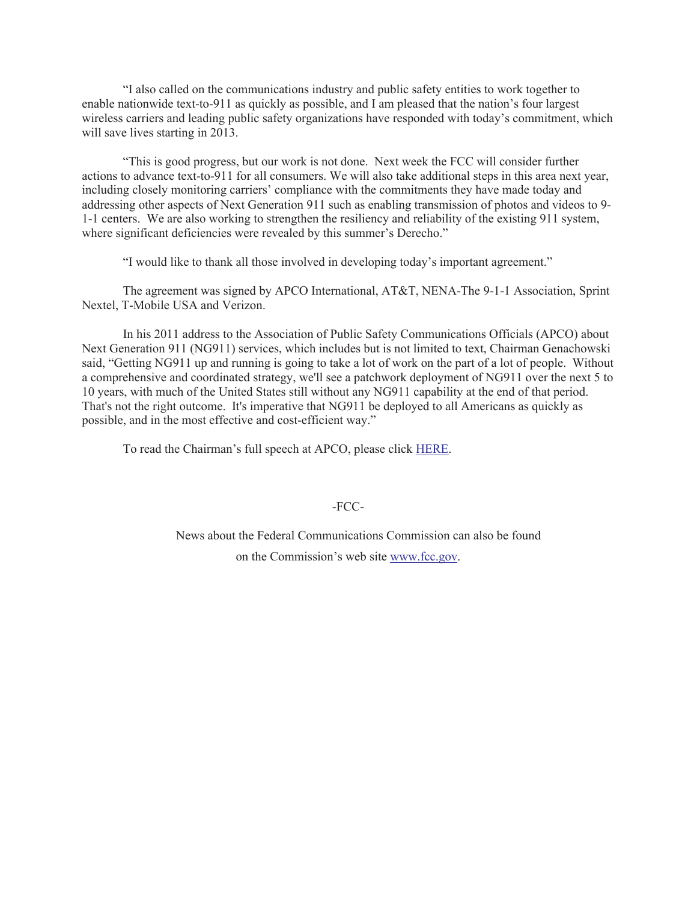"I also called on the communications industry and public safety entities to work together to enable nationwide text-to-911 as quickly as possible, and I am pleased that the nation's four largest wireless carriers and leading public safety organizations have responded with today's commitment, which will save lives starting in 2013.

"This is good progress, but our work is not done. Next week the FCC will consider further actions to advance text-to-911 for all consumers. We will also take additional steps in this area next year, including closely monitoring carriers' compliance with the commitments they have made today and addressing other aspects of Next Generation 911 such as enabling transmission of photos and videos to 9-1-1 centers. We are also working to strengthen the resiliency and reliability of the existing 911 system, where significant deficiencies were revealed by this summer's Derecho."

"I would like to thank all those involved in developing today's important agreement."

The agreement was signed by APCO International, AT&T, NENA-The 9-1-1 Association, Sprint Nextel, T-Mobile USA and Verizon.

In his 2011 address to the Association of Public Safety Communications Officials (APCO) about Next Generation 911 (NG911) services, which includes but is not limited to text, Chairman Genachowski said, "Getting NG911 up and running is going to take a lot of work on the part of a lot of people. Without a comprehensive and coordinated strategy, we'll see a patchwork deployment of NG911 over the next 5 to 10 years, with much of the United States still without any NG911 capability at the end of that period. That's not the right outcome. It's imperative that NG911 be deployed to all Americans as quickly as possible, and in the most effective and cost-efficient way."

To read the Chairman's full speech at APCO, please click HERE.

-FCC-

News about the Federal Communications Commission can also be found on the Commission's web site www.fcc.gov.